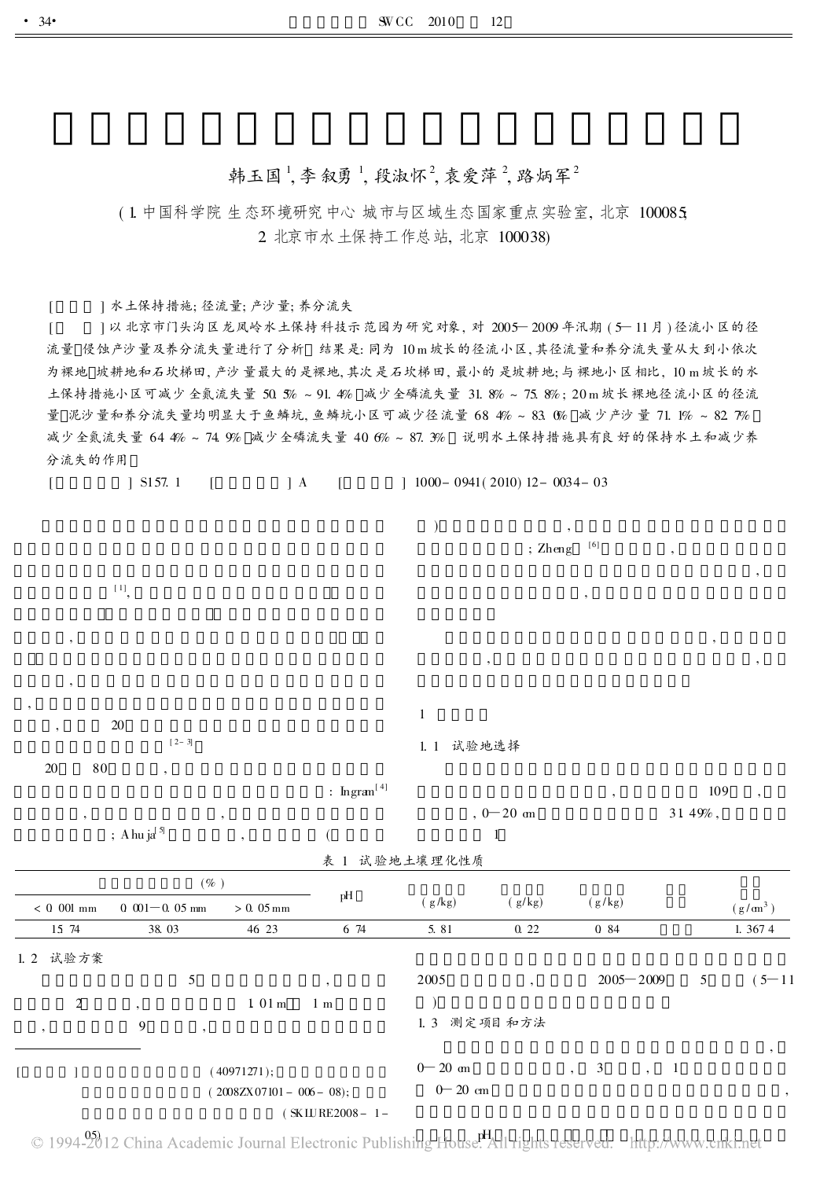韩玉国[1], 李叙勇[1], 段淑怀[2], 袁爱萍[2], 路炳军[2]

(1. 中国科学院 生态环境研究中心 城市与区域生态国家重点实验室, 北京 100085;
2. 北京市水土保持工作总站, 北京 100038)

[ ] 水土保持措施; 径流量; 产沙量; 养分流失

[ ] 以北京市门头沟区龙凤岭水土保持科技示范园为研究对象, 对 2005—2009 年汛期 (5—11 月) 径流小区的径流量、侵蚀产沙量及养分流失量进行了分析。结果是: 同为 10 m 坡长的径流小区, 其径流量和养分流失量从大到小依次为裸地、坡耕地和石坎梯田, 产沙量最大的是裸地, 其次是石坎梯田, 最小的是坡耕地; 与裸地小区相比, 10 m 坡长的水土保持措施小区可减少全氮流失量 50.5% ~ 91.4%、减少全磷流失量 31.8% ~ 75.8%; 20 m 坡长裸地径流小区的径流量、泥沙量和养分流失量均明显大于鱼鳞坑, 鱼鳞坑小区可减少径流量 68.4% ~ 83.0%、减少产沙量 71.1% ~ 82.7%、减少全氮流失量 64.4% ~ 74.9%、减少全磷流失量 40.6% ~ 87.3%。说明水土保持措施具有良好的保持水土和减少养分流失的作用。

[ ] S157.1 [ ] A [ ] 1000-0941(2010)12-0034-03

[1],

,

,

,

, 20

[2-3]

20 80 ,

: Ingram[4]

,

; Ahuja[5] , (

)

; Zheng[6] ,

,

,

,

## 1

### 1.1 试验地选择

, 109 ,

, 0—20 cm 31.49%,

1

表 1 试验地土壤理化性质

| (%) | | | pH | (g/kg) | (g/kg) | (g/kg) | | (g/cm³) |
|---|---|---|---|---|---|---|---|---|
| < 0.001 mm | 0.001—0.05 mm | > 0.05 mm | | | | | | |
| 15.74 | 38.03 | 46.23 | 6.74 | 5.81 | 0.22 | 0.84 | | 1.3674 |

### 1.2 试验方案

5 ,

2 , 1.01 m 1 m

, 9 ,

2005 , 2005—2009 5 (5—11

)

### 1.3 测定项目和方法

,

0—20 cm , 3 , 1

0—20 cm ,

pH

---

[ ] (40971271); (2008ZX07101-006-08); (SKLURE2008-1-05)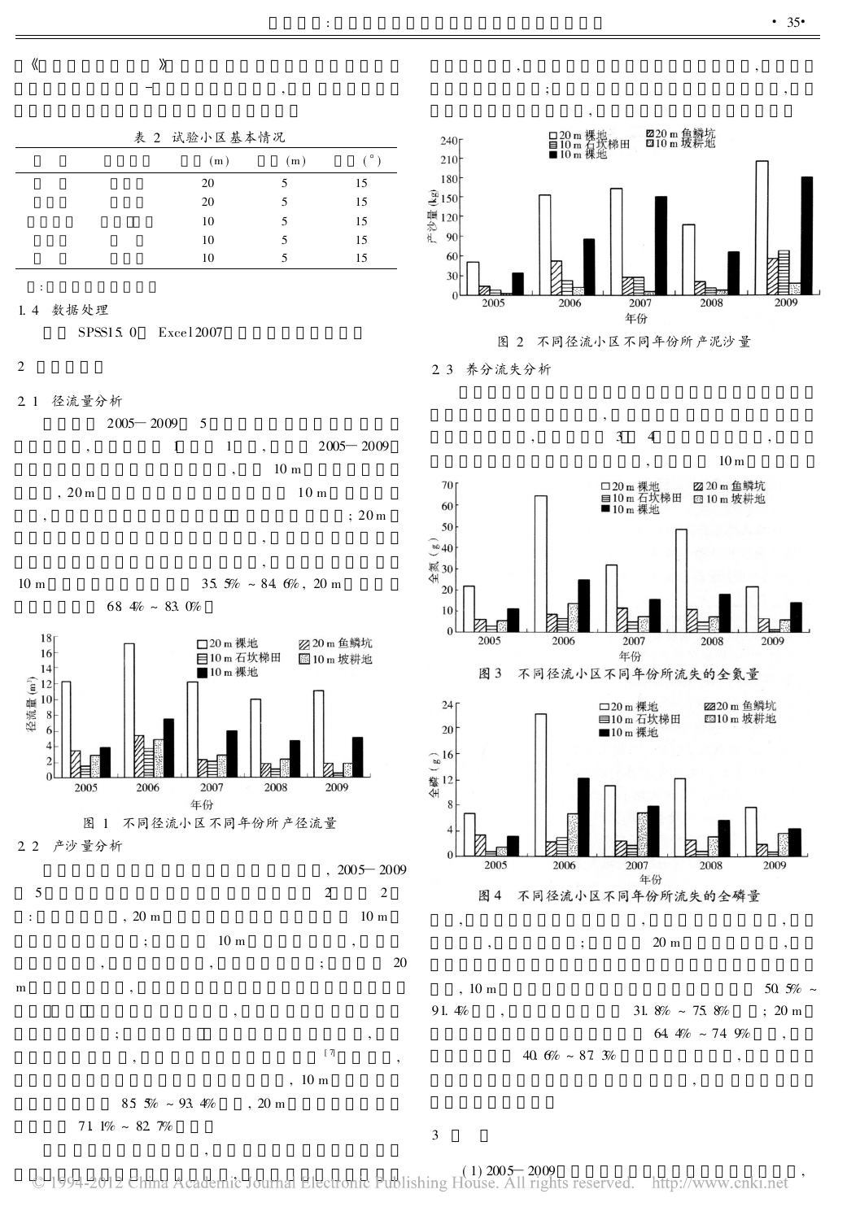《　　　　　　　　》　　　　　　　　　　　　　　　　　　　　　
　　　　　　　　　　－　　　　　　　　　，　　　　　　　　　　
　　　　　　　　　　　　　　　　　　　　　　

表 2　试验小区基本情况

| | | (m) | (m) | (°) |
|---|---|---|---|---|
| | | 20 | 5 | 15 |
| | | 20 | 5 | 15 |
| | | 10 | 5 | 15 |
| | | 10 | 5 | 15 |
| | | 10 | 5 | 15 |

注:

1.4　数据处理

SPSS15.0　Excel2007

2

2.1　径流量分析

2005—2009　5　　　　　　　　　　，　　　1　　1　　，　　2005—2009　　　　　　　　　　，　10 m　　　　　，20 m　　　　　　　　10 m　　　，　　　　　　　　　　　；20 m　　　　　　　　　　，　　　　　　　　　　　　　　　，　　　　　　10 m　　　　　　　35.5% ~ 84.6%，20 m　　　　　　68.4% ~ 83.0%

图 1　不同径流小区不同年份所产径流量

2.2　产沙量分析

，2005—2009　5　　　　　　　　　　　　　　2　　2　：　　　　，20 m　　　　　　　　　10 m　　　　　　　　；　　　10 m　　　　　　，　　　　　，　　　　　，　　　　　　　；　　　　20 m　　　　　　，　　　　　　　　　　　　　，　　　　　　；　　　　　　　　　　　　　，　　　　　　，　　　　　　　　[7]　　，　　　　　　　　　　　　　，10 m　　　　　　85.5% ~ 93.4%　　，20 m　　　　　71.1% ~ 82.7%

，　　　　　　　　　　　　，　　　　　　　　　　　，　　　　　　　　　　　　　　　　，　　　　　　　　　　　；　　　　　　　　　　　　　　　，　　　　　　　　　　　，

图 2　不同径流小区不同年份所产泥沙量

2.3　养分流失分析

，　　　　　　　　　　　　　　　，　　　　　　3　4　　　　　　　，　　　　　　　　　　　　　　，　　　10 m

图 3　不同径流小区不同年份所流失的全氮量

图 4　不同径流小区不同年份所流失的全磷量

，　　　　　　　　　，　　　　　　　，　　　　　　，　　　　　　；　　　　20 m　　　　　　，　　　　，10 m　　　　　　　　　　　　　　　　　50.5% ~ 91.4%　　，　　　　　　　31.8% ~ 75.8%　　；20 m　　　　　　　　　　　　64.4% ~ 74.9%　　，　　　　　40.6% ~ 87.3%　　　　　　　　　，　　　　　　　　　　　　　　　　　　，

3

(1) 2005—2009　　　　　　　　　　　　　　　　，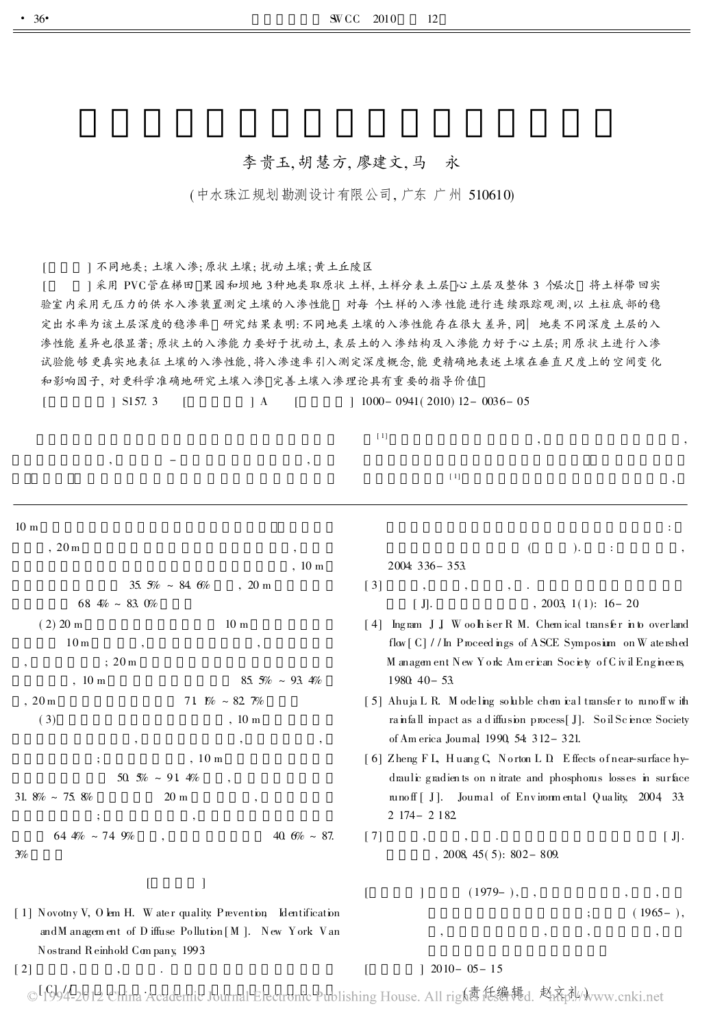李贵玉, 胡慧方, 廖建文, 马 永

(中水珠江规划勘测设计有限公司, 广东 广州 510610)

[ ] 不同地类; 土壤入渗; 原状土壤; 扰动土壤; 黄土丘陵区

[ ] 采用 PVC管在梯田、果园和坝地 3种地类取原状土样, 土样分表土层、心土层及整体 3 个层次, 将土样带回实验室内采用无压力的供水入渗装置测定土壤的入渗性能。对每个土样的入渗性能进行连续跟踪观测, 以土柱底部的稳定出水率为该土层深度的稳渗率。研究结果表明: 不同地类土壤的入渗性能存在很大差异, 同一地类不同深度土层的入渗性能差异也很显著; 原状土的入渗能力要好于扰动土, 表层土的入渗结构及入渗能力好于心土层; 用原状土进行入渗试验能够更真实地表征土壤的入渗性能, 将入渗速率引入测定深度概念, 能更精确地表述土壤在垂直尺度上的空间变化和影响因子, 对更科学准确地研究土壤入渗、完善土壤入渗理论具有重要的指导价值。

[ ] S157.3 [ ] A [ ] 1000-0941(2010)12-0036-05

, - , [1] , , [1] ,

10 m , 20 m , , 10 m 35.5% ~ 84.6% , 20 m 68.4% ~ 83.0%

(2) 20 m 10 m 10 m , , , ; 20 m , 10 m 85.5% ~ 93.4% , 20 m 71.1% ~ 82.7%

(3) , 10 m , , , ; , 10 m 50.5% ~ 91.4% , 31.8% ~ 75.8% 20 m , ; , 64.4% ~ 74.9% , 40.6% ~ 87.3%

[ ]

[1] Novotny V, Olem H. Water quality: Prevention, Identification and Management of Diffuse Pollution[M]. New York: Van Nostrand Reinhold Company, 1993.

[2] , , . [C]//  : ( ). : , 2004: 336-353.

[3] , , , . [J]. , 2003, 1(1): 16-20.

[4] Ingram J J, Woolhiser R M. Chemical transfer into overland flow[C]//In Proceedings of ASCE Symposium on Watershed Management. New York: American Society of Civil Engineers, 1980: 40-53.

[5] Ahuja L R. Modeling soluble chemical transfer to runoff with rainfall impact as a diffusion process[J]. Soil Science Society of America Journal, 1990, 54: 312-321.

[6] Zheng F L, Huang C, Norton L D. Effects of near-surface hydraulic gradients on nitrate and phosphorus losses in surface runoff[J]. Journal of Environmental Quality, 2004, 33: 2174-2182.

[7] , , . [J]. , 2008, 45(5): 802-809.

[ ] (1979-), , , , ; (1965-), , , , ,

[ ] 2010-05-15

(责任编辑 赵文礼)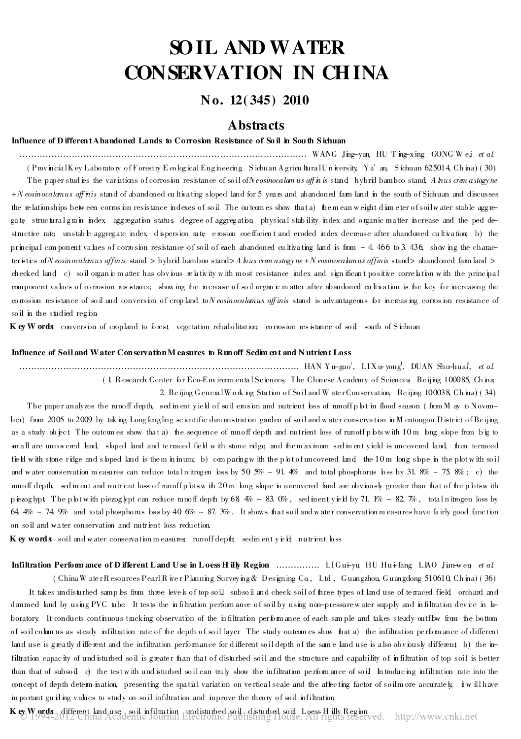# SOIL AND WATER CONSERVATION IN CHINA

## No. 12(345) 2010

## Abstracts

**Influence of Different Abandoned Lands to Corrosion Resistance of Soil in South Sichuan**

…………………………………………………………………………………………… WANG Jing-yan, HU Ting-xing, GONG Wei, *et al*.

(Provincial Key Laboratory of Forestry Ecological Engineering, Sichuan Agricultural University, Ya'an, Sichuan 625014, China) (30)

The paper studies the variations of corrosion resistance of soil of *Neosinocalamus affinis* stand, hybrid bamboo stand, *Alnus cremastogyne* + *Neosinocalamus affinis* stand of abandoned cultivating sloped land for 5 years and abandoned farm land in the south of Sichuan and discusses the relationships between corrosion resistance indexes of soil. The outcomes show that a) the mean weight diameter of soil water stable aggregate, structural grain index, aggregation status, degree of aggregation, physical stability index and organic matter increase and the ped destructive rate, unstable aggregate index, dispersion rate, erosion coefficient and eroded index decrease after abandoned cultivation; b) the principal component values of corrosion resistance of soil of each abandoned cultivating land is from − 4.466 to 3.436, showing the characteristics of *Neosinocalamus affinis* stand > hybrid bamboo stand > *Alnus cremastogyne* + *Neosinocalamus affinis* stand > abandoned farm land > checked land; c) soil organic matter has obvious relativity with most resistance index and significant positive correlation with the principal component values of corrosion resistance, showing the increase of soil organic matter after abandoned cultivation is the key for increasing the corrosion resistance of soil and conversion of cropland to *Neosinocalamus affinis* stand is advantageous for increasing corrosion resistance of soil in the studied region.

**Key Words**: conversion of cropland to forest; vegetation rehabilitation; corrosion resistance of soil; south of Sichuan

**Influence of Soil and Water Conservation Measures to Runoff Sediment and Nutrient Loss**

…………………………………………………………………………………………… HAN Yu-guo[1], LI Xu-yong[1], DUAN Shu-huai[2], *et al*.

(1. Research Center for Eco-Environmental Sciences, The Chinese Academy of Sciences, Beijing 100085, China;

2. Beijing General Working Station of Soil and Water Conservation, Beijing 100038, China) (34)

The paper analyzes the runoff depth, sediment yield of soil erosion and nutrient loss of runoff plot in flood season (from May to November) from 2005 to 2009 by taking Longfengling scientific demonstration garden of soil and water conservation in Mentougou District of Beijing as a study object. The outcomes show that a) the sequence of runoff depth and nutrient loss of runoff plots with 10 m long slope from big to small are uncovered land, sloped land and terraced field with stone ridge, and the maximum sediment yield is uncovered land, then terraced field with stone ridge and sloped land is the minimum; b) comparing with the plot of uncovered land, the 10 m long slope in the plot with soil and water conservation measures can reduce total nitrogen loss by 50.5% ~ 91.4% and total phosphorus loss by 31.8% ~ 75.8%; c) the runoff depth, sediment and nutrient loss of runoff plots with 20 m long slope in uncovered land are obviously greater than that of the plots with piezoglypt. The plot with piezoglypt can reduce runoff depth by 68.4% ~ 83.0%, sediment yield by 71.1% ~ 82.7%, total nitrogen loss by 64.4% ~ 74.9% and total phosphorus loss by 40.6% ~ 87.3%. It shows that soil and water conservation measures have fairly good function on soil and water conservation and nutrient loss reduction.

**Key words**: soil and water conservation measures; runoff depth; sediment yield; nutrient loss

**Infiltration Performance of Different Land Use in Loess Hilly Region** …………… LI Gui-yu, HU Hui-fang, LIAO Jian-wen, *et al*.

(China Water Resources Pearl River Planning Surveying & Designing Co., Ltd., Guangzhou, Guangdong 510610, China) (36)

It takes undisturbed samples from three levels of top soil, subsoil and check soil of three types of land use of terraced field, orchard and dammed land by using PVC tube. It tests the infiltration performance of soil by using non-pressure water supply and infiltration device in laboratory. It conducts continuous tracking observation of the infiltration performance of each sample and takes steady outflow from the bottom of soil columns as steady infiltration rate of the depth of soil layer. The study outcomes show that a) the infiltration performance of different land use is greatly different and the infiltration performance for different soil depth of the same land use is also obviously different; b) the infiltration capacity of undisturbed soil is greater than that of disturbed soil and the structure and capability of infiltration of top soil is better than that of subsoil; c) the test with undisturbed soil can truly show the infiltration performance of soil. Introducing infiltration rate into the concept of depth determination, presenting the spatial variation on vertical scale and the affecting factor of soil more accurately, it will have important guiding values to study on soil infiltration and improve the theory of soil infiltration.

**Key Words**: different land use; soil infiltration; undisturbed soil; disturbed soil; Loess Hilly Region